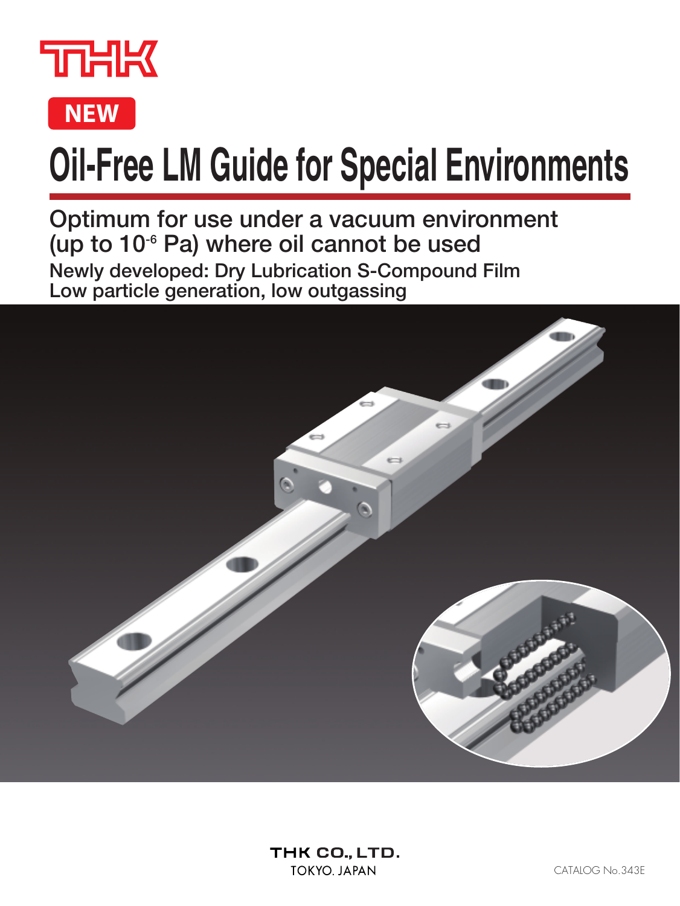THK

**NEW**

# Oil-Free LM Guide for Special Environments

## Optimum for use under a vacuum environment (up to $10^{-6}$ Pa) where oil cannot be used

**Newly developed: Dry Lubrication S-Compound Film**
**Low particle generation, low outgassing**

THK CO., LTD.
TOKYO. JAPAN

CATALOG No.343E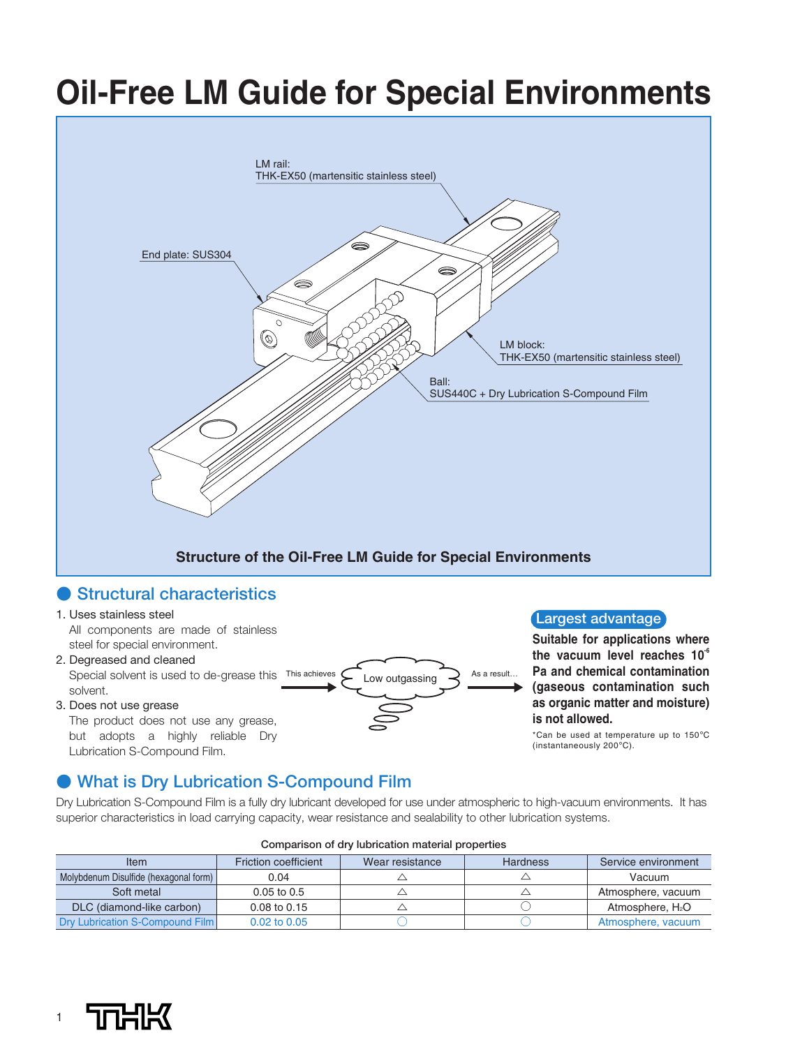# Oil-Free LM Guide for Special Environments

LM rail:
THK-EX50 (martensitic stainless steel)

End plate: SUS304

LM block:
THK-EX50 (martensitic stainless steel)

Ball:
SUS440C + Dry Lubrication S-Compound Film

**Structure of the Oil-Free LM Guide for Special Environments**

## Structural characteristics

1. Uses stainless steel
   All components are made of stainless steel for special environment.
2. Degreased and cleaned
   Special solvent is used to de-grease this solvent.
3. Does not use grease
   The product does not use any grease, but adopts a highly reliable Dry Lubrication S-Compound Film.

This achieves → Low outgassing → As a result…

**Largest advantage**

**Suitable for applications where the vacuum level reaches $10^{-6}$ Pa and chemical contamination (gaseous contamination such as organic matter and moisture) is not allowed.**

*Can be used at temperature up to 150°C (instantaneously 200°C).

## What is Dry Lubrication S-Compound Film

Dry Lubrication S-Compound Film is a fully dry lubricant developed for use under atmospheric to high-vacuum environments. It has superior characteristics in load carrying capacity, wear resistance and sealability to other lubrication systems.

Comparison of dry lubrication material properties

| Item | Friction coefficient | Wear resistance | Hardness | Service environment |
|---|---|---|---|---|
| Molybdenum Disulfide (hexagonal form) | 0.04 | △ | △ | Vacuum |
| Soft metal | 0.05 to 0.5 | △ | △ | Atmosphere, vacuum |
| DLC (diamond-like carbon) | 0.08 to 0.15 | △ | ○ | Atmosphere, $H_2O$ |
| Dry Lubrication S-Compound Film | 0.02 to 0.05 | ○ | ○ | Atmosphere, vacuum |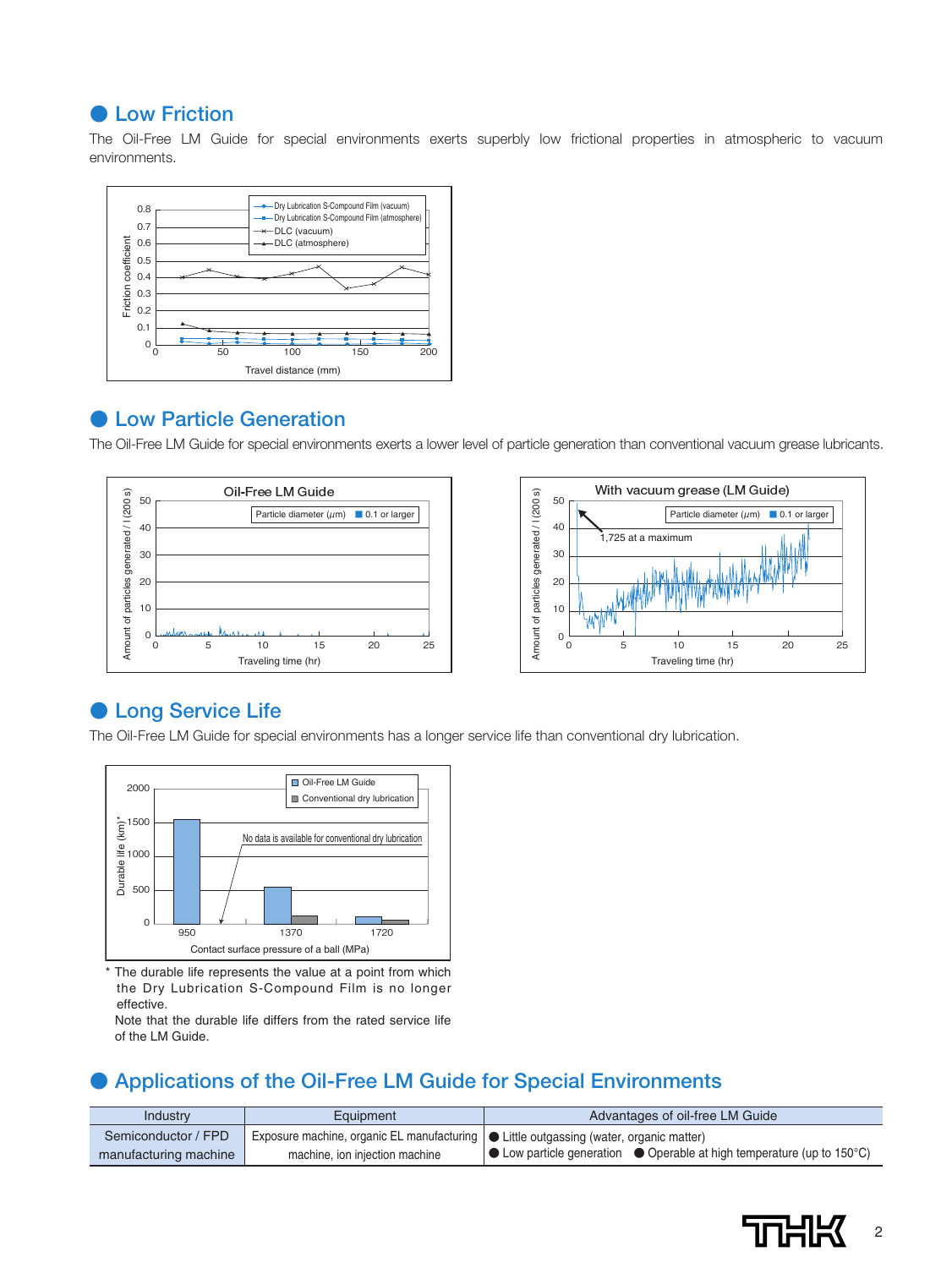## Low Friction

The Oil-Free LM Guide for special environments exerts superbly low frictional properties in atmospheric to vacuum environments.

## Low Particle Generation

The Oil-Free LM Guide for special environments exerts a lower level of particle generation than conventional vacuum grease lubricants.

## Long Service Life

The Oil-Free LM Guide for special environments has a longer service life than conventional dry lubrication.

\* The durable life represents the value at a point from which the Dry Lubrication S-Compound Film is no longer effective.
Note that the durable life differs from the rated service life of the LM Guide.

## Applications of the Oil-Free LM Guide for Special Environments

| Industry | Equipment | Advantages of oil-free LM Guide |
|---|---|---|
| Semiconductor / FPD manufacturing machine | Exposure machine, organic EL manufacturing machine, ion injection machine | ● Little outgassing (water, organic matter)<br>● Low particle generation ● Operable at high temperature (up to 150°C) |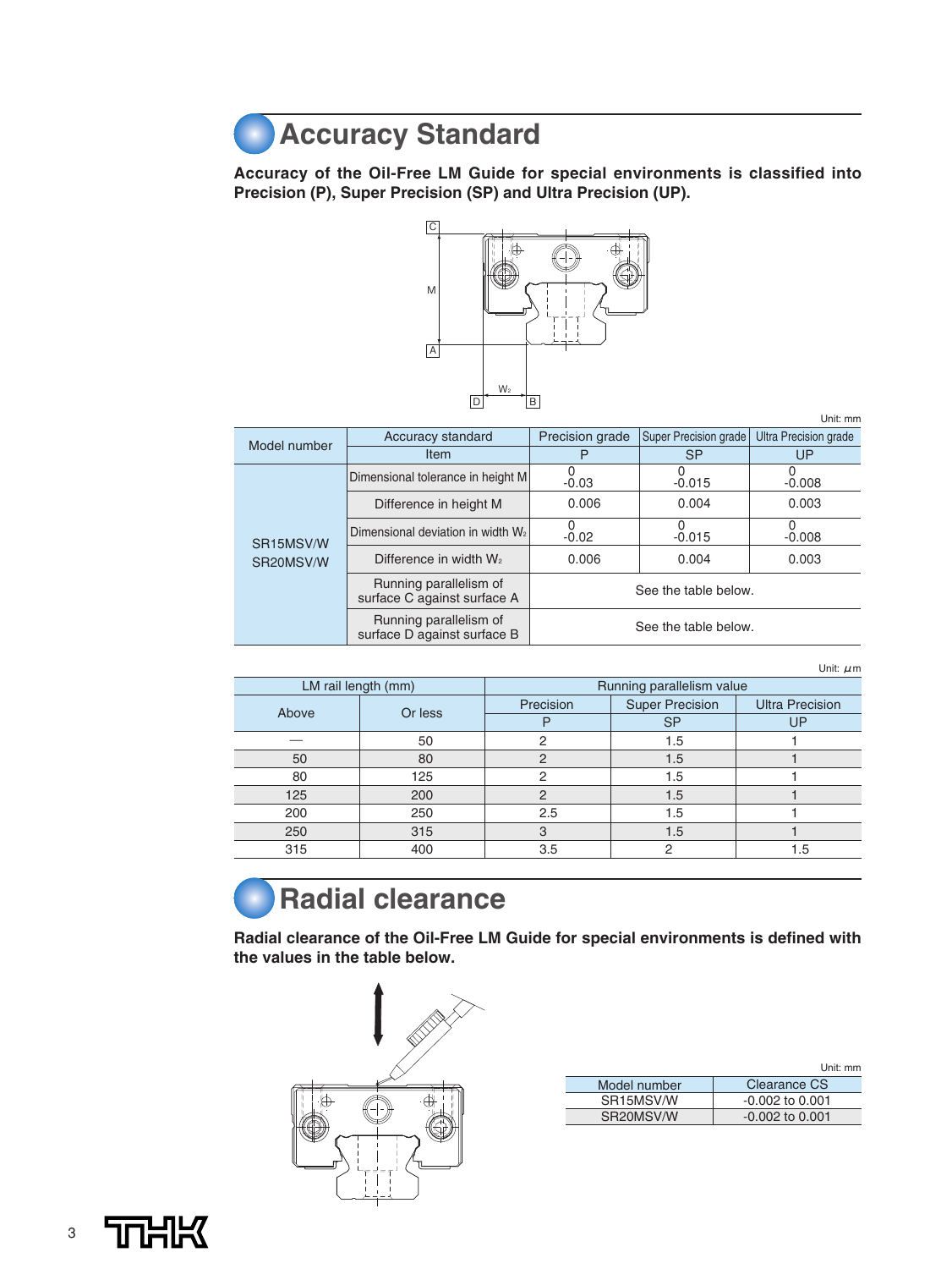## Accuracy Standard

**Accuracy of the Oil-Free LM Guide for special environments is classified into Precision (P), Super Precision (SP) and Ultra Precision (UP).**

Unit: mm

| Model number | Accuracy standard | Precision grade | Super Precision grade | Ultra Precision grade |
|---|---|---|---|---|
| | Item | P | SP | UP |
| SR15MSV/W SR20MSV/W | Dimensional tolerance in height M | 0 -0.03 | 0 -0.015 | 0 -0.008 |
| | Difference in height M | 0.006 | 0.004 | 0.003 |
| | Dimensional deviation in width $W_2$ | 0 -0.02 | 0 -0.015 | 0 -0.008 |
| | Difference in width $W_2$ | 0.006 | 0.004 | 0.003 |
| | Running parallelism of surface C against surface A | See the table below. | | |
| | Running parallelism of surface D against surface B | See the table below. | | |

Unit: μm

| LM rail length (mm) | | Running parallelism value | | |
|---|---|---|---|---|
| Above | Or less | Precision | Super Precision | Ultra Precision |
| | | P | SP | UP |
| — | 50 | 2 | 1.5 | 1 |
| 50 | 80 | 2 | 1.5 | 1 |
| 80 | 125 | 2 | 1.5 | 1 |
| 125 | 200 | 2 | 1.5 | 1 |
| 200 | 250 | 2.5 | 1.5 | 1 |
| 250 | 315 | 3 | 1.5 | 1 |
| 315 | 400 | 3.5 | 2 | 1.5 |

## Radial clearance

**Radial clearance of the Oil-Free LM Guide for special environments is defined with the values in the table below.**

Unit: mm

| Model number | Clearance CS |
|---|---|
| SR15MSV/W | -0.002 to 0.001 |
| SR20MSV/W | -0.002 to 0.001 |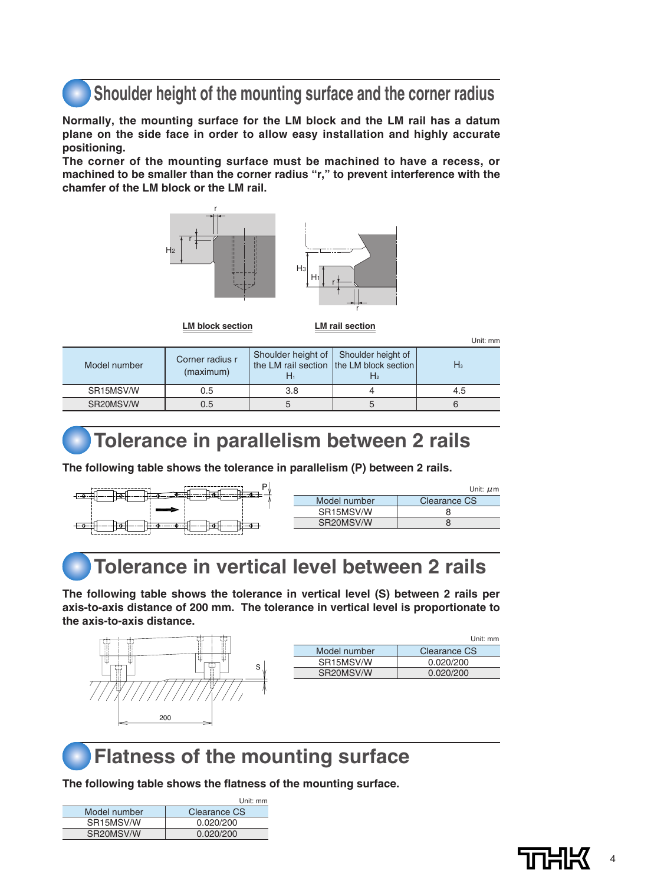## Shoulder height of the mounting surface and the corner radius

**Normally, the mounting surface for the LM block and the LM rail has a datum plane on the side face in order to allow easy installation and highly accurate positioning.**
**The corner of the mounting surface must be machined to have a recess, or machined to be smaller than the corner radius "r," to prevent interference with the chamfer of the LM block or the LM rail.**

LM block section LM rail section

Unit: mm

| Model number | Corner radius r (maximum) | Shoulder height of the LM rail section $H_1$ | Shoulder height of the LM block section $H_2$ | $H_3$ |
|---|---|---|---|---|
| SR15MSV/W | 0.5 | 3.8 | 4 | 4.5 |
| SR20MSV/W | 0.5 | 5 | 5 | 6 |

## Tolerance in parallelism between 2 rails

**The following table shows the tolerance in parallelism (P) between 2 rails.**

Unit: μm

| Model number | Clearance CS |
|---|---|
| SR15MSV/W | 8 |
| SR20MSV/W | 8 |

## Tolerance in vertical level between 2 rails

**The following table shows the tolerance in vertical level (S) between 2 rails per axis-to-axis distance of 200 mm. The tolerance in vertical level is proportionate to the axis-to-axis distance.**

Unit: mm

| Model number | Clearance CS |
|---|---|
| SR15MSV/W | 0.020/200 |
| SR20MSV/W | 0.020/200 |

## Flatness of the mounting surface

**The following table shows the flatness of the mounting surface.**

Unit: mm

| Model number | Clearance CS |
|---|---|
| SR15MSV/W | 0.020/200 |
| SR20MSV/W | 0.020/200 |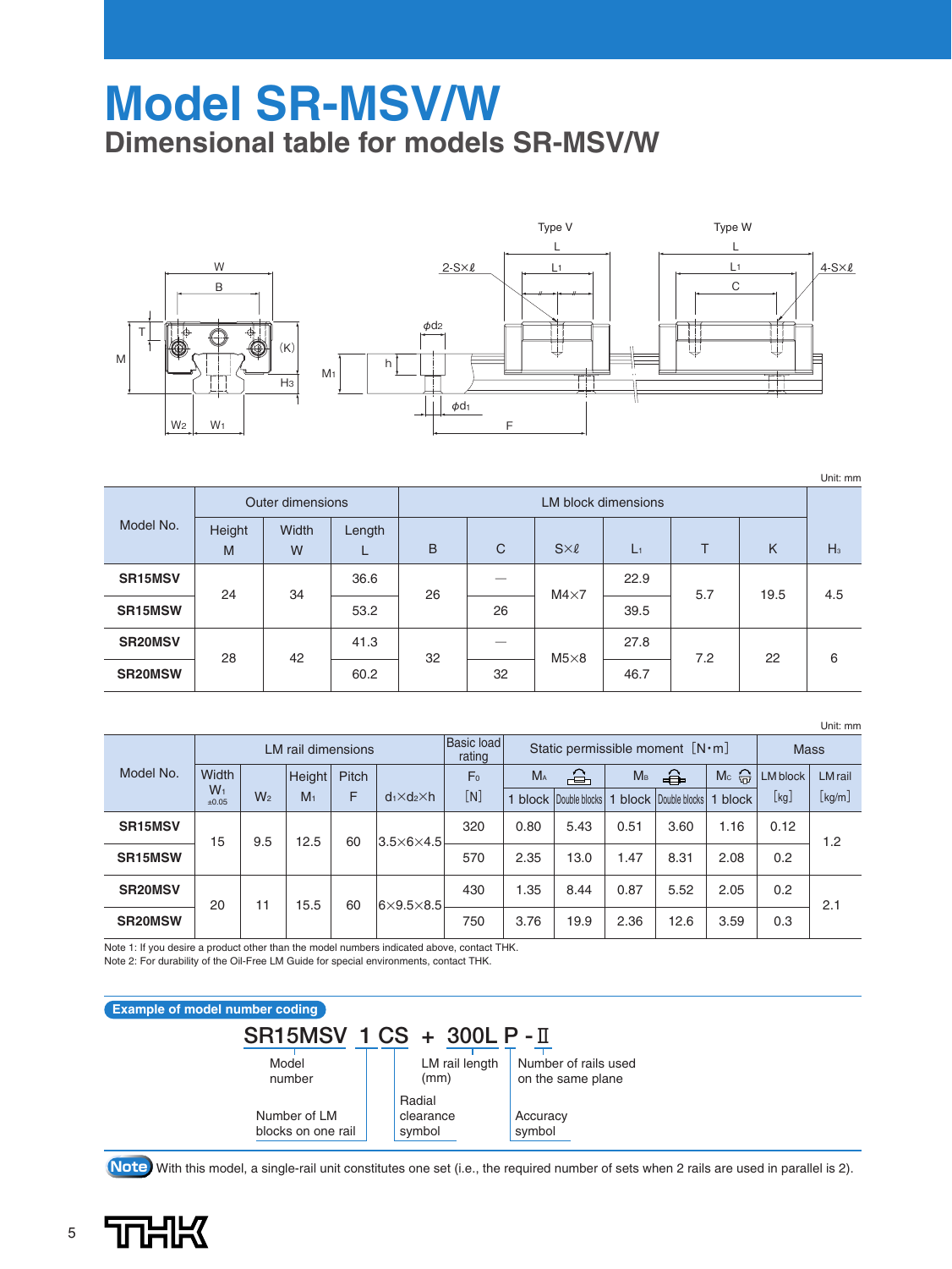# Model SR-MSV/W

## Dimensional table for models SR-MSV/W

Unit: mm

| Model No. | Outer dimensions | | | LM block dimensions | | | | | | |
|---|---|---|---|---|---|---|---|---|---|---|
| | Height M | Width W | Length L | B | C | S×ℓ | $L_1$ | T | K | $H_3$ |
| **SR15MSV** | 24 | 34 | 36.6 | 26 | — | M4×7 | 22.9 | 5.7 | 19.5 | 4.5 |
| **SR15MSW** | | | 53.2 | | 26 | | 39.5 | | | |
| **SR20MSV** | 28 | 42 | 41.3 | 32 | — | M5×8 | 27.8 | 7.2 | 22 | 6 |
| **SR20MSW** | | | 60.2 | | 32 | | 46.7 | | | |

Unit: mm

| Model No. | LM rail dimensions | | | | | Basic load rating | Static permissible moment [N·m] | | | | | Mass | |
|---|---|---|---|---|---|---|---|---|---|---|---|---|---|
| | Width $W_1$ ±0.05 | $W_2$ | Height $M_1$ | Pitch F | $d_1$×$d_2$×h | $F_0$ [N] | $M_A$ 1 block | $M_A$ Double blocks | $M_B$ 1 block | $M_B$ Double blocks | $M_C$ 1 block | LM block [kg] | LM rail [kg/m] |
| **SR15MSV** | 15 | 9.5 | 12.5 | 60 | 3.5×6×4.5 | 320 | 0.80 | 5.43 | 0.51 | 3.60 | 1.16 | 0.12 | 1.2 |
| **SR15MSW** | | | | | | 570 | 2.35 | 13.0 | 1.47 | 8.31 | 2.08 | 0.2 | |
| **SR20MSV** | 20 | 11 | 15.5 | 60 | 6×9.5×8.5 | 430 | 1.35 | 8.44 | 0.87 | 5.52 | 2.05 | 0.2 | 2.1 |
| **SR20MSW** | | | | | | 750 | 3.76 | 19.9 | 2.36 | 12.6 | 3.59 | 0.3 | |

Note 1: If you desire a product other than the model numbers indicated above, contact THK.
Note 2: For durability of the Oil-Free LM Guide for special environments, contact THK.

**Example of model number coding**

**SR15MSV 1 CS + 300L P - Ⅱ**

- SR15MSV: Model number
- 1: Number of LM blocks on one rail
- CS: Radial clearance symbol
- 300L: LM rail length (mm)
- P: Accuracy symbol
- Ⅱ: Number of rails used on the same plane

**Note** With this model, a single-rail unit constitutes one set (i.e., the required number of sets when 2 rails are used in parallel is 2).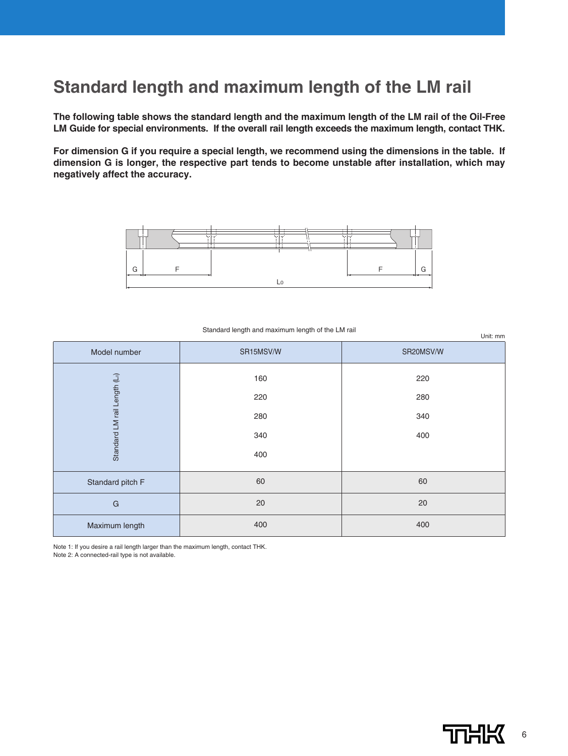# Standard length and maximum length of the LM rail

**The following table shows the standard length and the maximum length of the LM rail of the Oil-Free LM Guide for special environments. If the overall rail length exceeds the maximum length, contact THK.**

**For dimension G if you require a special length, we recommend using the dimensions in the table. If dimension G is longer, the respective part tends to become unstable after installation, which may negatively affect the accuracy.**

Standard length and maximum length of the LM rail

Unit: mm

| Model number | SR15MSV/W | SR20MSV/W |
|---|---|---|
| Standard LM rail Length ($L_0$) | 160<br>220<br>280<br>340<br>400 | 220<br>280<br>340<br>400 |
| Standard pitch F | 60 | 60 |
| G | 20 | 20 |
| Maximum length | 400 | 400 |

Note 1: If you desire a rail length larger than the maximum length, contact THK.
Note 2: A connected-rail type is not available.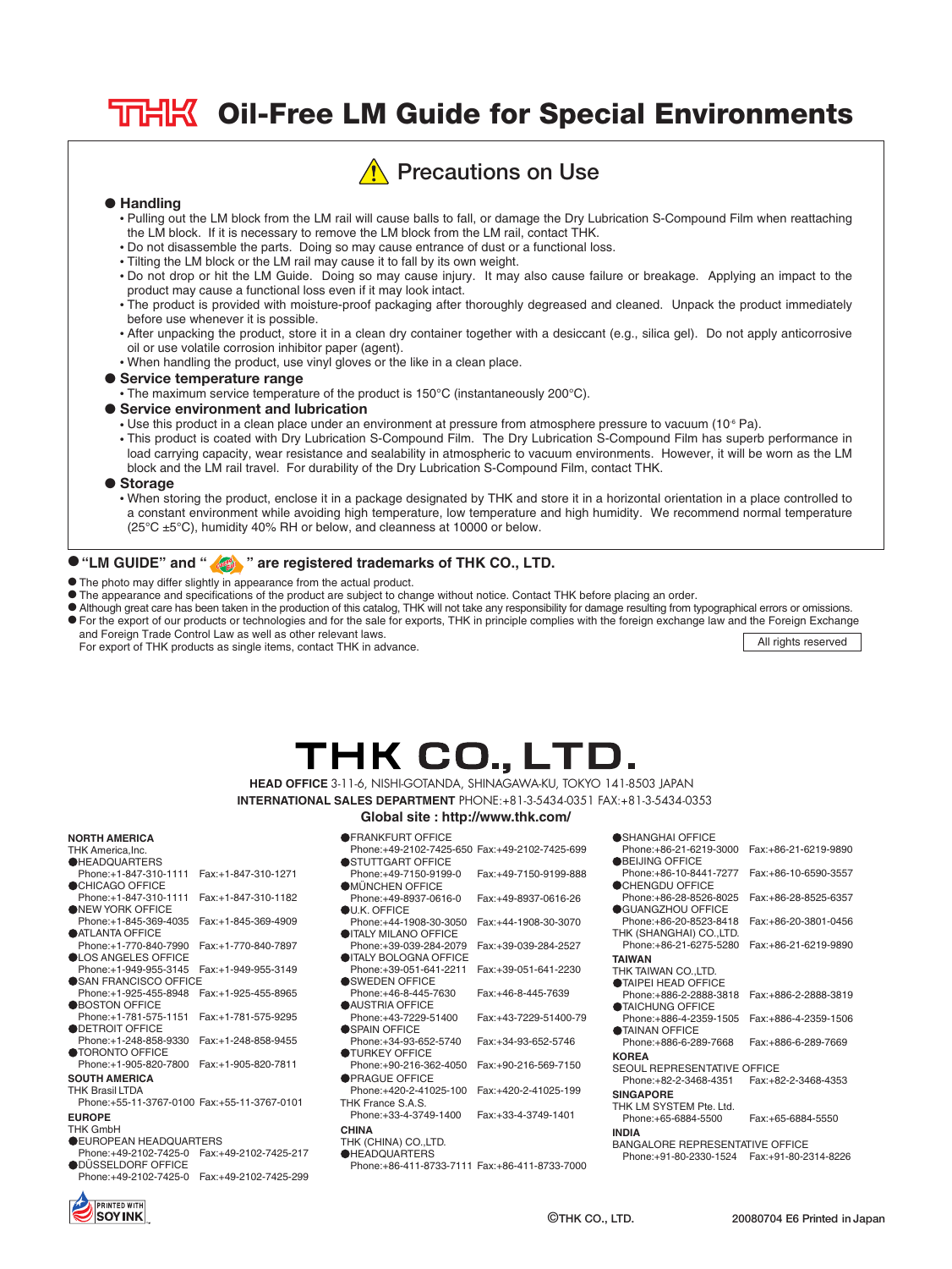# THK Oil-Free LM Guide for Special Environments

## ⚠ Precautions on Use

### ● Handling

- Pulling out the LM block from the LM rail will cause balls to fall, or damage the Dry Lubrication S-Compound Film when reattaching the LM block. If it is necessary to remove the LM block from the LM rail, contact THK.
- Do not disassemble the parts. Doing so may cause entrance of dust or a functional loss.
- Tilting the LM block or the LM rail may cause it to fall by its own weight.
- Do not drop or hit the LM Guide. Doing so may cause injury. It may also cause failure or breakage. Applying an impact to the product may cause a functional loss even if it may look intact.
- The product is provided with moisture-proof packaging after thoroughly degreased and cleaned. Unpack the product immediately before use whenever it is possible.
- After unpacking the product, store it in a clean dry container together with a desiccant (e.g., silica gel). Do not apply anticorrosive oil or use volatile corrosion inhibitor paper (agent).
- When handling the product, use vinyl gloves or the like in a clean place.

### ● Service temperature range

- The maximum service temperature of the product is 150°C (instantaneously 200°C).

### ● Service environment and lubrication

- Use this product in a clean place under an environment at pressure from atmosphere pressure to vacuum ($10^{-6}$ Pa).
- This product is coated with Dry Lubrication S-Compound Film. The Dry Lubrication S-Compound Film has superb performance in load carrying capacity, wear resistance and sealability in atmospheric to vacuum environments. However, it will be worn as the LM block and the LM rail travel. For durability of the Dry Lubrication S-Compound Film, contact THK.

### ● Storage

- When storing the product, enclose it in a package designated by THK and store it in a horizontal orientation in a place controlled to a constant environment while avoiding high temperature, low temperature and high humidity. We recommend normal temperature (25°C ±5°C), humidity 40% RH or below, and cleanness at 10000 or below.

**● "LM GUIDE" and " " are registered trademarks of THK CO., LTD.**

- The photo may differ slightly in appearance from the actual product.
- The appearance and specifications of the product are subject to change without notice. Contact THK before placing an order.
- Although great care has been taken in the production of this catalog, THK will not take any responsibility for damage resulting from typographical errors or omissions.
- For the export of our products or technologies and for the sale for exports, THK in principle complies with the foreign exchange law and the Foreign Exchange and Foreign Trade Control Law as well as other relevant laws.
  For export of THK products as single items, contact THK in advance.

All rights reserved

# THK CO., LTD.

**HEAD OFFICE** 3-11-6, NISHI-GOTANDA, SHINAGAWA-KU, TOKYO 141-8503 JAPAN
**INTERNATIONAL SALES DEPARTMENT** PHONE:+81-3-5434-0351 FAX:+81-3-5434-0353
**Global site : http://www.thk.com/**

**NORTH AMERICA**
THK America,Inc.
- ●HEADQUARTERS Phone:+1-847-310-1111 Fax:+1-847-310-1271
- ●CHICAGO OFFICE Phone:+1-847-310-1111 Fax:+1-847-310-1182
- ●NEW YORK OFFICE Phone:+1-845-369-4035 Fax:+1-845-369-4909
- ●ATLANTA OFFICE Phone:+1-770-840-7990 Fax:+1-770-840-7897
- ●LOS ANGELES OFFICE Phone:+1-949-955-3145 Fax:+1-949-955-3149
- ●SAN FRANCISCO OFFICE Phone:+1-925-455-8948 Fax:+1-925-455-8965
- ●BOSTON OFFICE Phone:+1-781-575-1151 Fax:+1-781-575-9295
- ●DETROIT OFFICE Phone:+1-248-858-9330 Fax:+1-248-858-9455
- ●TORONTO OFFICE Phone:+1-905-820-7800 Fax:+1-905-820-7811

**SOUTH AMERICA**
THK Brasil LTDA
Phone:+55-11-3767-0100 Fax:+55-11-3767-0101

**EUROPE**
THK GmbH
- ●EUROPEAN HEADQUARTERS Phone:+49-2102-7425-0 Fax:+49-2102-7425-217
- ●DÜSSELDORF OFFICE Phone:+49-2102-7425-0 Fax:+49-2102-7425-299
- ●FRANKFURT OFFICE Phone:+49-2102-7425-650 Fax:+49-2102-7425-699
- ●STUTTGART OFFICE Phone:+49-7150-9199-0 Fax:+49-7150-9199-888
- ●MÜNCHEN OFFICE Phone:+49-8937-0616-0 Fax:+49-8937-0616-26
- ●U.K. OFFICE Phone:+44-1908-30-3050 Fax:+44-1908-30-3070
- ●ITALY MILANO OFFICE Phone:+39-039-284-2079 Fax:+39-039-284-2527
- ●ITALY BOLOGNA OFFICE Phone:+39-051-641-2211 Fax:+39-051-641-2230
- ●SWEDEN OFFICE Phone:+46-8-445-7630 Fax:+46-8-445-7639
- ●AUSTRIA OFFICE Phone:+43-7229-51400 Fax:+43-7229-51400-79
- ●SPAIN OFFICE Phone:+34-93-652-5740 Fax:+34-93-652-5746
- ●TURKEY OFFICE Phone:+90-216-362-4050 Fax:+90-216-569-7150
- ●PRAGUE OFFICE Phone:+420-2-41025-100 Fax:+420-2-41025-199

THK France S.A.S.
Phone:+33-4-3749-1400 Fax:+33-4-3749-1401

**CHINA**
THK (CHINA) CO.,LTD.
- ●HEADQUARTERS Phone:+86-411-8733-7111 Fax:+86-411-8733-7000
- ●SHANGHAI OFFICE Phone:+86-21-6219-3000 Fax:+86-21-6219-9890
- ●BEIJING OFFICE Phone:+86-10-8441-7277 Fax:+86-10-6590-3557
- ●CHENGDU OFFICE Phone:+86-28-8526-8025 Fax:+86-28-8525-6357
- ●GUANGZHOU OFFICE Phone:+86-20-8523-8418 Fax:+86-20-3801-0456

THK (SHANGHAI) CO.,LTD.
Phone:+86-21-6275-5280 Fax:+86-21-6219-9890

**TAIWAN**
THK TAIWAN CO.,LTD.
- ●TAIPEI HEAD OFFICE Phone:+886-2-2888-3818 Fax:+886-2-2888-3819
- ●TAICHUNG OFFICE Phone:+886-4-2359-1505 Fax:+886-4-2359-1506
- ●TAINAN OFFICE Phone:+886-6-289-7668 Fax:+886-6-289-7669

**KOREA**
SEOUL REPRESENTATIVE OFFICE
Phone:+82-2-3468-4351 Fax:+82-2-3468-4353

**SINGAPORE**
THK LM SYSTEM Pte. Ltd.
Phone:+65-6884-5500 Fax:+65-6884-5550

**INDIA**
BANGALORE REPRESENTATIVE OFFICE
Phone:+91-80-2330-1524 Fax:+91-80-2314-8226

PRINTED WITH SOY INK

©THK CO., LTD.    20080704 E6 Printed in Japan